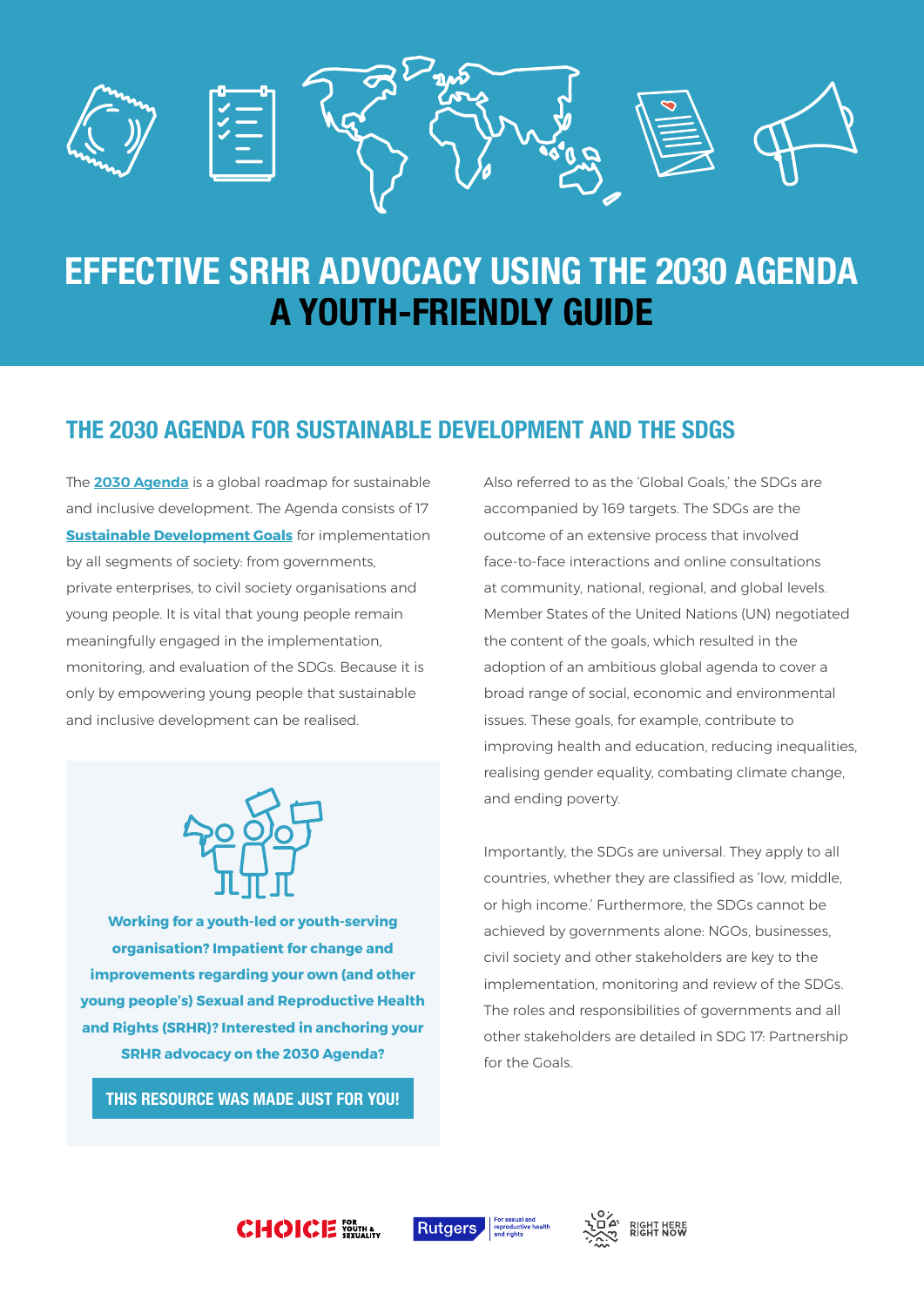# EFFECTIVE SRHR ADVOCACY USING THE 2030 AGENDA
# A YOUTH-FRIENDLY GUIDE

## THE 2030 AGENDA FOR SUSTAINABLE DEVELOPMENT AND THE SDGS

The **2030 Agenda** is a global roadmap for sustainable and inclusive development. The Agenda consists of 17 **Sustainable Development Goals** for implementation by all segments of society: from governments, private enterprises, to civil society organisations and young people. It is vital that young people remain meaningfully engaged in the implementation, monitoring, and evaluation of the SDGs. Because it is only by empowering young people that sustainable and inclusive development can be realised.

**Working for a youth-led or youth-serving organisation? Impatient for change and improvements regarding your own (and other young people's) Sexual and Reproductive Health and Rights (SRHR)? Interested in anchoring your SRHR advocacy on the 2030 Agenda?**

**THIS RESOURCE WAS MADE JUST FOR YOU!**

Also referred to as the 'Global Goals,' the SDGs are accompanied by 169 targets. The SDGs are the outcome of an extensive process that involved face-to-face interactions and online consultations at community, national, regional, and global levels. Member States of the United Nations (UN) negotiated the content of the goals, which resulted in the adoption of an ambitious global agenda to cover a broad range of social, economic and environmental issues. These goals, for example, contribute to improving health and education, reducing inequalities, realising gender equality, combating climate change, and ending poverty.

Importantly, the SDGs are universal. They apply to all countries, whether they are classified as 'low, middle, or high income.' Furthermore, the SDGs cannot be achieved by governments alone: NGOs, businesses, civil society and other stakeholders are key to the implementation, monitoring and review of the SDGs. The roles and responsibilities of governments and all other stakeholders are detailed in SDG 17: Partnership for the Goals.

CHOICE FOR YOUTH & SEXUALITY | Rutgers – For sexual and reproductive health and rights | RIGHT HERE RIGHT NOW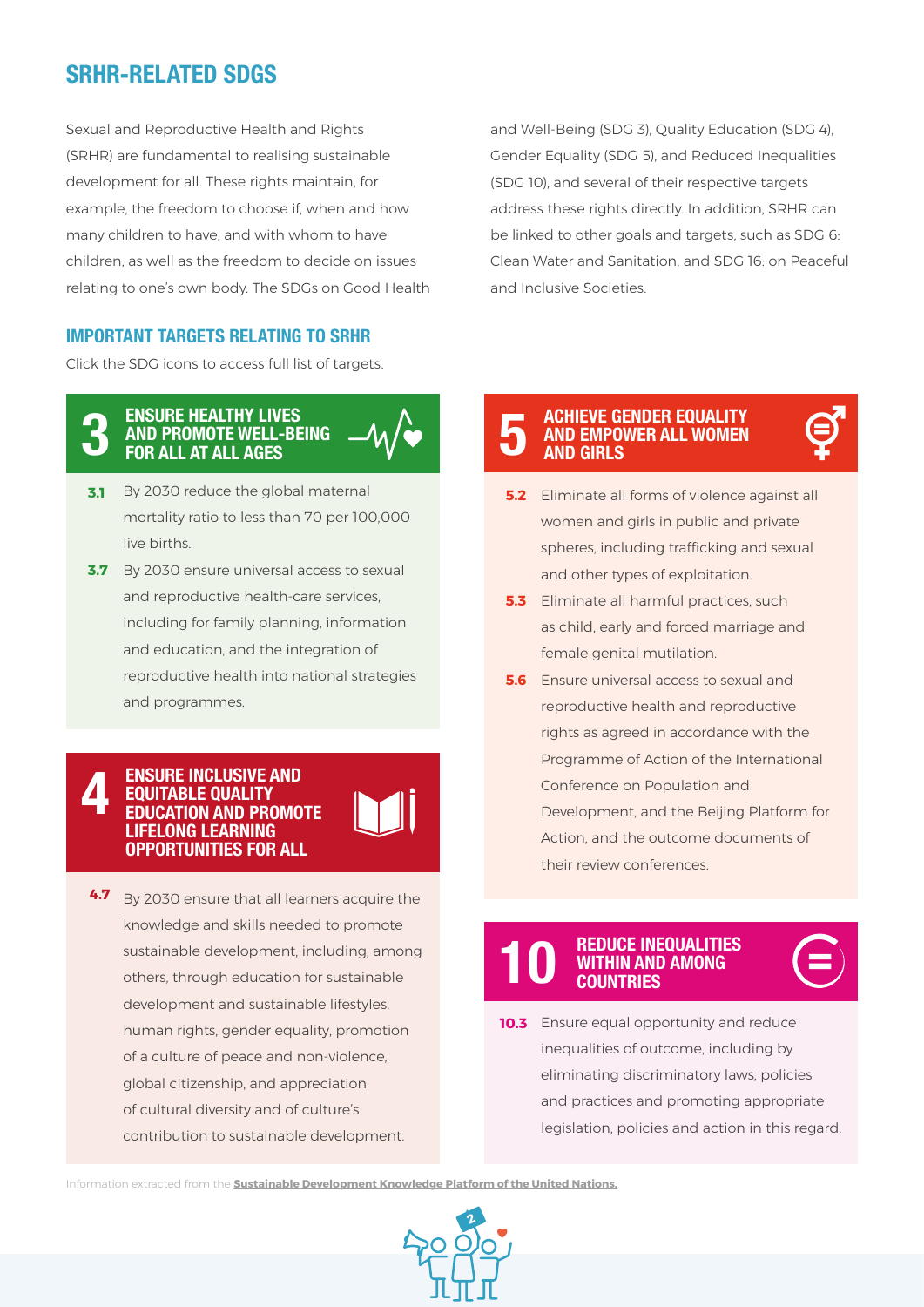## SRHR-RELATED SDGS

Sexual and Reproductive Health and Rights (SRHR) are fundamental to realising sustainable development for all. These rights maintain, for example, the freedom to choose if, when and how many children to have, and with whom to have children, as well as the freedom to decide on issues relating to one's own body. The SDGs on Good Health and Well-Being (SDG 3), Quality Education (SDG 4), Gender Equality (SDG 5), and Reduced Inequalities (SDG 10), and several of their respective targets address these rights directly. In addition, SRHR can be linked to other goals and targets, such as SDG 6: Clean Water and Sanitation, and SDG 16: on Peaceful and Inclusive Societies.

### IMPORTANT TARGETS RELATING TO SRHR

Click the SDG icons to access full list of targets.

#### 3 ENSURE HEALTHY LIVES AND PROMOTE WELL-BEING FOR ALL AT ALL AGES

**3.1** By 2030 reduce the global maternal mortality ratio to less than 70 per 100,000 live births.

**3.7** By 2030 ensure universal access to sexual and reproductive health-care services, including for family planning, information and education, and the integration of reproductive health into national strategies and programmes.

#### 4 ENSURE INCLUSIVE AND EQUITABLE QUALITY EDUCATION AND PROMOTE LIFELONG LEARNING OPPORTUNITIES FOR ALL

**4.7** By 2030 ensure that all learners acquire the knowledge and skills needed to promote sustainable development, including, among others, through education for sustainable development and sustainable lifestyles, human rights, gender equality, promotion of a culture of peace and non-violence, global citizenship, and appreciation of cultural diversity and of culture's contribution to sustainable development.

#### 5 ACHIEVE GENDER EQUALITY AND EMPOWER ALL WOMEN AND GIRLS

**5.2** Eliminate all forms of violence against all women and girls in public and private spheres, including trafficking and sexual and other types of exploitation.

**5.3** Eliminate all harmful practices, such as child, early and forced marriage and female genital mutilation.

**5.6** Ensure universal access to sexual and reproductive health and reproductive rights as agreed in accordance with the Programme of Action of the International Conference on Population and Development, and the Beijing Platform for Action, and the outcome documents of their review conferences.

#### 10 REDUCE INEQUALITIES WITHIN AND AMONG COUNTRIES

**10.3** Ensure equal opportunity and reduce inequalities of outcome, including by eliminating discriminatory laws, policies and practices and promoting appropriate legislation, policies and action in this regard.

Information extracted from the **Sustainable Development Knowledge Platform of the United Nations.**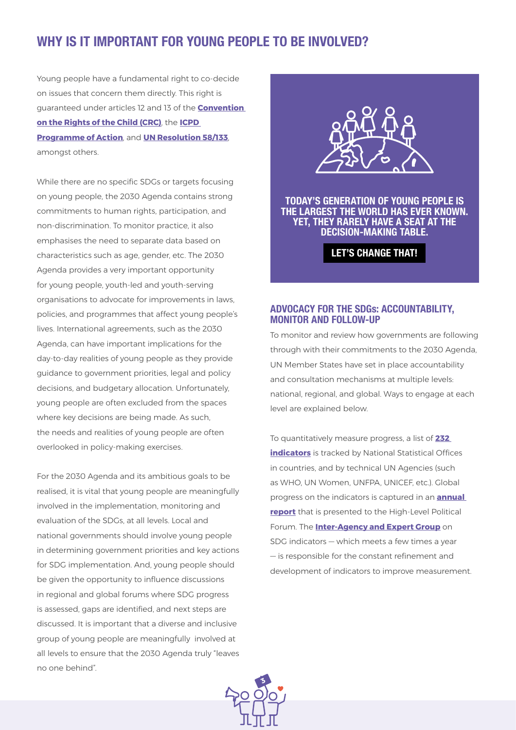## WHY IS IT IMPORTANT FOR YOUNG PEOPLE TO BE INVOLVED?

Young people have a fundamental right to co-decide on issues that concern them directly. This right is guaranteed under articles 12 and 13 of the **Convention on the Rights of the Child (CRC)**, the **ICPD Programme of Action**, and **UN Resolution 58/133**, amongst others.

While there are no specific SDGs or targets focusing on young people, the 2030 Agenda contains strong commitments to human rights, participation, and non-discrimination. To monitor practice, it also emphasises the need to separate data based on characteristics such as age, gender, etc. The 2030 Agenda provides a very important opportunity for young people, youth-led and youth-serving organisations to advocate for improvements in laws, policies, and programmes that affect young people's lives. International agreements, such as the 2030 Agenda, can have important implications for the day-to-day realities of young people as they provide guidance to government priorities, legal and policy decisions, and budgetary allocation. Unfortunately, young people are often excluded from the spaces where key decisions are being made. As such, the needs and realities of young people are often overlooked in policy-making exercises.

For the 2030 Agenda and its ambitious goals to be realised, it is vital that young people are meaningfully involved in the implementation, monitoring and evaluation of the SDGs, at all levels. Local and national governments should involve young people in determining government priorities and key actions for SDG implementation. And, young people should be given the opportunity to influence discussions in regional and global forums where SDG progress is assessed, gaps are identified, and next steps are discussed. It is important that a diverse and inclusive group of young people are meaningfully involved at all levels to ensure that the 2030 Agenda truly "leaves no one behind".

**TODAY'S GENERATION OF YOUNG PEOPLE IS THE LARGEST THE WORLD HAS EVER KNOWN. YET, THEY RARELY HAVE A SEAT AT THE DECISION-MAKING TABLE.**

**LET'S CHANGE THAT!**

### ADVOCACY FOR THE SDGs: ACCOUNTABILITY, MONITOR AND FOLLOW-UP

To monitor and review how governments are following through with their commitments to the 2030 Agenda, UN Member States have set in place accountability and consultation mechanisms at multiple levels: national, regional, and global. Ways to engage at each level are explained below.

To quantitatively measure progress, a list of **232 indicators** is tracked by National Statistical Offices in countries, and by technical UN Agencies (such as WHO, UN Women, UNFPA, UNICEF, etc.). Global progress on the indicators is captured in an **annual report** that is presented to the High-Level Political Forum. The **Inter-Agency and Expert Group** on SDG indicators — which meets a few times a year — is responsible for the constant refinement and development of indicators to improve measurement.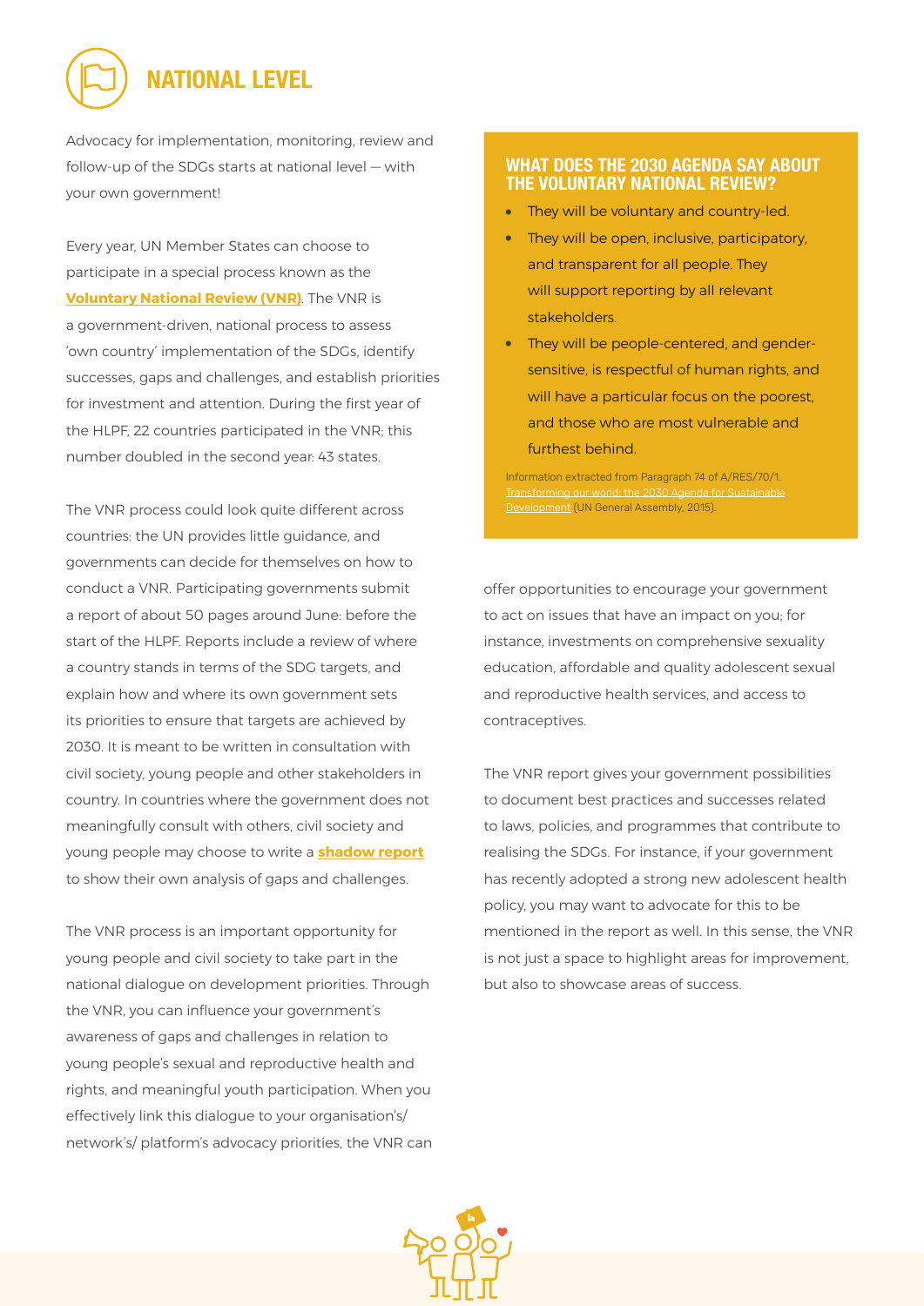## NATIONAL LEVEL

Advocacy for implementation, monitoring, review and follow-up of the SDGs starts at national level — with your own government!

Every year, UN Member States can choose to participate in a special process known as the **Voluntary National Review (VNR)**. The VNR is a government-driven, national process to assess 'own country' implementation of the SDGs, identify successes, gaps and challenges, and establish priorities for investment and attention. During the first year of the HLPF, 22 countries participated in the VNR; this number doubled in the second year: 43 states.

The VNR process could look quite different across countries: the UN provides little guidance, and governments can decide for themselves on how to conduct a VNR. Participating governments submit a report of about 50 pages around June: before the start of the HLPF. Reports include a review of where a country stands in terms of the SDG targets, and explain how and where its own government sets its priorities to ensure that targets are achieved by 2030. It is meant to be written in consultation with civil society, young people and other stakeholders in country. In countries where the government does not meaningfully consult with others, civil society and young people may choose to write a **shadow report** to show their own analysis of gaps and challenges.

The VNR process is an important opportunity for young people and civil society to take part in the national dialogue on development priorities. Through the VNR, you can influence your government's awareness of gaps and challenges in relation to young people's sexual and reproductive health and rights, and meaningful youth participation. When you effectively link this dialogue to your organisation's/ network's/ platform's advocacy priorities, the VNR can offer opportunities to encourage your government to act on issues that have an impact on you; for instance, investments on comprehensive sexuality education, affordable and quality adolescent sexual and reproductive health services, and access to contraceptives.

The VNR report gives your government possibilities to document best practices and successes related to laws, policies, and programmes that contribute to realising the SDGs. For instance, if your government has recently adopted a strong new adolescent health policy, you may want to advocate for this to be mentioned in the report as well. In this sense, the VNR is not just a space to highlight areas for improvement, but also to showcase areas of success.

### WHAT DOES THE 2030 AGENDA SAY ABOUT THE VOLUNTARY NATIONAL REVIEW?

- They will be voluntary and country-led.
- They will be open, inclusive, participatory, and transparent for all people. They will support reporting by all relevant stakeholders.
- They will be people-centered, and gender-sensitive, is respectful of human rights, and will have a particular focus on the poorest, and those who are most vulnerable and furthest behind.

Information extracted from Paragraph 74 of A/RES/70/1. Transforming our world: the 2030 Agenda for Sustainable Development (UN General Assembly, 2015).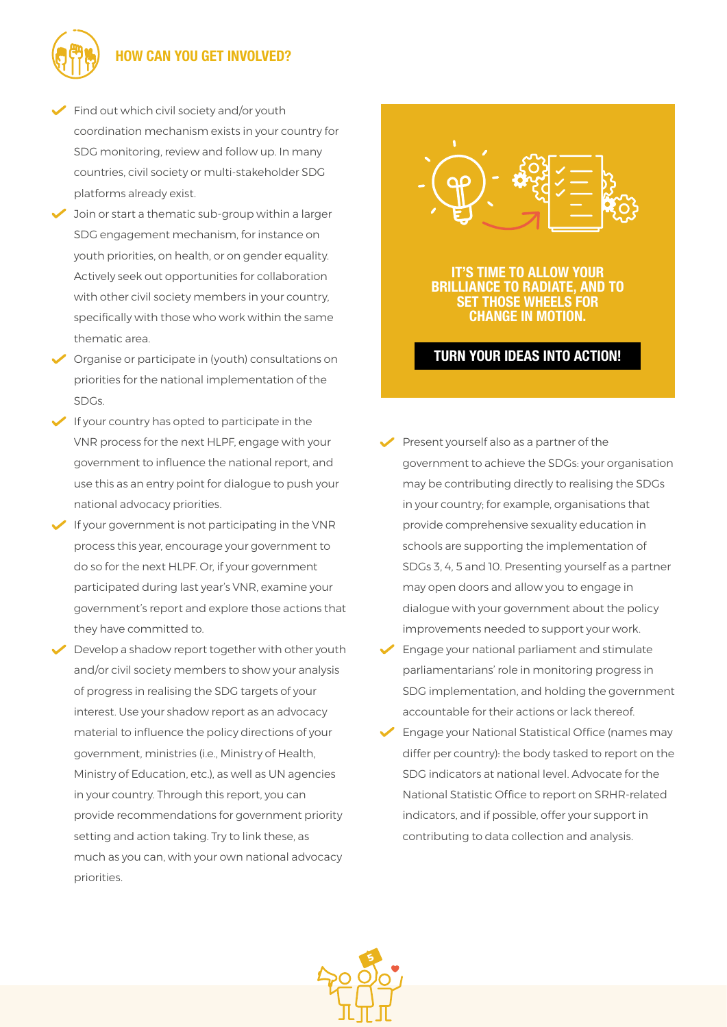## HOW CAN YOU GET INVOLVED?

- Find out which civil society and/or youth coordination mechanism exists in your country for SDG monitoring, review and follow up. In many countries, civil society or multi-stakeholder SDG platforms already exist.
- Join or start a thematic sub-group within a larger SDG engagement mechanism, for instance on youth priorities, on health, or on gender equality. Actively seek out opportunities for collaboration with other civil society members in your country, specifically with those who work within the same thematic area.
- Organise or participate in (youth) consultations on priorities for the national implementation of the SDGs.
- If your country has opted to participate in the VNR process for the next HLPF, engage with your government to influence the national report, and use this as an entry point for dialogue to push your national advocacy priorities.
- If your government is not participating in the VNR process this year, encourage your government to do so for the next HLPF. Or, if your government participated during last year's VNR, examine your government's report and explore those actions that they have committed to.
- Develop a shadow report together with other youth and/or civil society members to show your analysis of progress in realising the SDG targets of your interest. Use your shadow report as an advocacy material to influence the policy directions of your government, ministries (i.e., Ministry of Health, Ministry of Education, etc.), as well as UN agencies in your country. Through this report, you can provide recommendations for government priority setting and action taking. Try to link these, as much as you can, with your own national advocacy priorities.

**IT'S TIME TO ALLOW YOUR BRILLIANCE TO RADIATE, AND TO SET THOSE WHEELS FOR CHANGE IN MOTION.**

**TURN YOUR IDEAS INTO ACTION!**

- Present yourself also as a partner of the government to achieve the SDGs: your organisation may be contributing directly to realising the SDGs in your country; for example, organisations that provide comprehensive sexuality education in schools are supporting the implementation of SDGs 3, 4, 5 and 10. Presenting yourself as a partner may open doors and allow you to engage in dialogue with your government about the policy improvements needed to support your work.
- Engage your national parliament and stimulate parliamentarians' role in monitoring progress in SDG implementation, and holding the government accountable for their actions or lack thereof.
- Engage your National Statistical Office (names may differ per country): the body tasked to report on the SDG indicators at national level. Advocate for the National Statistic Office to report on SRHR-related indicators, and if possible, offer your support in contributing to data collection and analysis.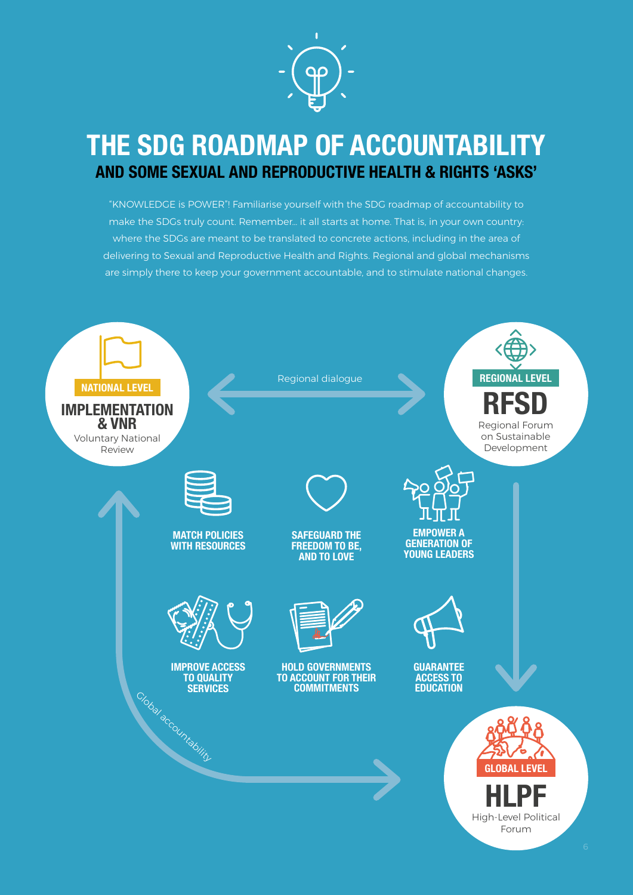# THE SDG ROADMAP OF ACCOUNTABILITY

## AND SOME SEXUAL AND REPRODUCTIVE HEALTH & RIGHTS 'ASKS'

"KNOWLEDGE is POWER"! Familiarise yourself with the SDG roadmap of accountability to make the SDGs truly count. Remember... it all starts at home. That is, in your own country: where the SDGs are meant to be translated to concrete actions, including in the area of delivering to Sexual and Reproductive Health and Rights. Regional and global mechanisms are simply there to keep your government accountable, and to stimulate national changes.

**NATIONAL LEVEL**

**IMPLEMENTATION & VNR**

Voluntary National Review

Regional dialogue

**REGIONAL LEVEL**

**RFSD**

Regional Forum on Sustainable Development

**MATCH POLICIES WITH RESOURCES**

**SAFEGUARD THE FREEDOM TO BE, AND TO LOVE**

**EMPOWER A GENERATION OF YOUNG LEADERS**

**IMPROVE ACCESS TO QUALITY SERVICES**

**HOLD GOVERNMENTS TO ACCOUNT FOR THEIR COMMITMENTS**

**GUARANTEE ACCESS TO EDUCATION**

Global accountability

**GLOBAL LEVEL**

**HLPF**

High-Level Political Forum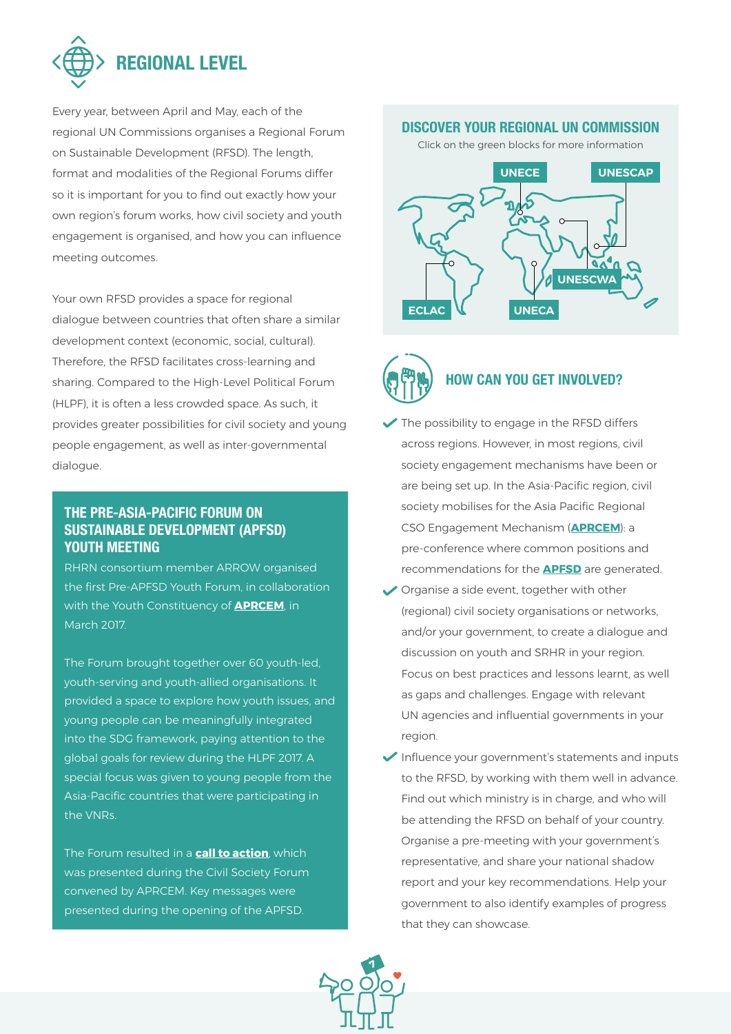# REGIONAL LEVEL

Every year, between April and May, each of the regional UN Commissions organises a Regional Forum on Sustainable Development (RFSD). The length, format and modalities of the Regional Forums differ so it is important for you to find out exactly how your own region's forum works, how civil society and youth engagement is organised, and how you can influence meeting outcomes.

Your own RFSD provides a space for regional dialogue between countries that often share a similar development context (economic, social, cultural). Therefore, the RFSD facilitates cross-learning and sharing. Compared to the High-Level Political Forum (HLPF), it is often a less crowded space. As such, it provides greater possibilities for civil society and young people engagement, as well as inter-governmental dialogue.

### THE PRE-ASIA-PACIFIC FORUM ON SUSTAINABLE DEVELOPMENT (APFSD) YOUTH MEETING

RHRN consortium member ARROW organised the first Pre-APFSD Youth Forum, in collaboration with the Youth Constituency of **APRCEM**, in March 2017.

The Forum brought together over 60 youth-led, youth-serving and youth-allied organisations. It provided a space to explore how youth issues, and young people can be meaningfully integrated into the SDG framework, paying attention to the global goals for review during the HLPF 2017. A special focus was given to young people from the Asia-Pacific countries that were participating in the VNRs.

The Forum resulted in a **call to action**, which was presented during the Civil Society Forum convened by APRCEM. Key messages were presented during the opening of the APFSD.

### DISCOVER YOUR REGIONAL UN COMMISSION

Click on the green blocks for more information

UNECE | UNESCAP | UNESCWA | ECLAC | UNECA

### HOW CAN YOU GET INVOLVED?

- The possibility to engage in the RFSD differs across regions. However, in most regions, civil society engagement mechanisms have been or are being set up. In the Asia-Pacific region, civil society mobilises for the Asia Pacific Regional CSO Engagement Mechanism (**APRCEM**): a pre-conference where common positions and recommendations for the **APFSD** are generated.
- Organise a side event, together with other (regional) civil society organisations or networks, and/or your government, to create a dialogue and discussion on youth and SRHR in your region. Focus on best practices and lessons learnt, as well as gaps and challenges. Engage with relevant UN agencies and influential governments in your region.
- Influence your government's statements and inputs to the RFSD, by working with them well in advance. Find out which ministry is in charge, and who will be attending the RFSD on behalf of your country. Organise a pre-meeting with your government's representative, and share your national shadow report and your key recommendations. Help your government to also identify examples of progress that they can showcase.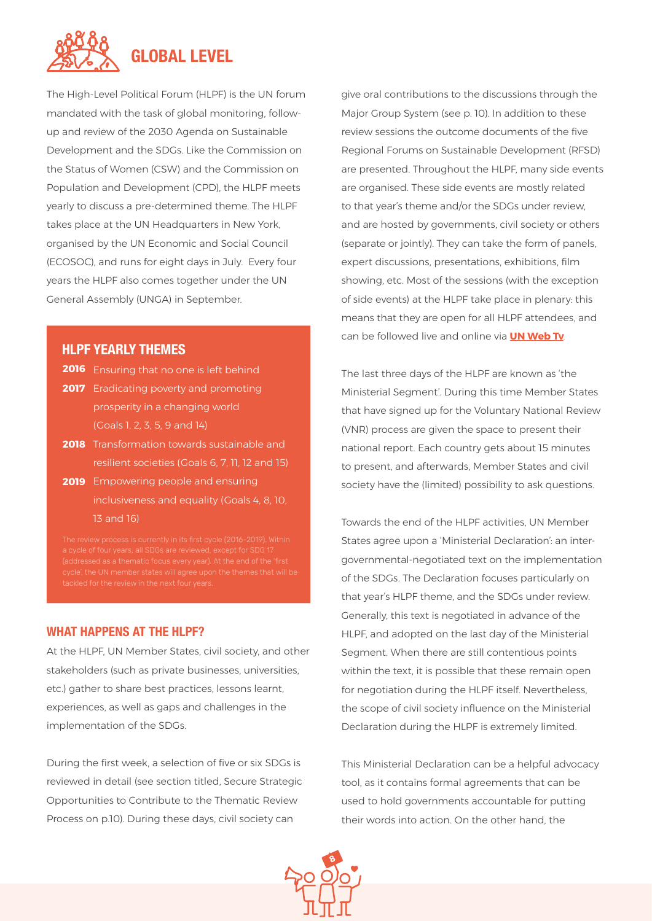# GLOBAL LEVEL

The High-Level Political Forum (HLPF) is the UN forum mandated with the task of global monitoring, follow-up and review of the 2030 Agenda on Sustainable Development and the SDGs. Like the Commission on the Status of Women (CSW) and the Commission on Population and Development (CPD), the HLPF meets yearly to discuss a pre-determined theme. The HLPF takes place at the UN Headquarters in New York, organised by the UN Economic and Social Council (ECOSOC), and runs for eight days in July. Every four years the HLPF also comes together under the UN General Assembly (UNGA) in September.

## HLPF YEARLY THEMES

- **2016** Ensuring that no one is left behind
- **2017** Eradicating poverty and promoting prosperity in a changing world (Goals 1, 2, 3, 5, 9 and 14)
- **2018** Transformation towards sustainable and resilient societies (Goals 6, 7, 11, 12 and 15)
- **2019** Empowering people and ensuring inclusiveness and equality (Goals 4, 8, 10, 13 and 16)

The review process is currently in its first cycle (2016-2019). Within a cycle of four years, all SDGs are reviewed, except for SDG 17 (addressed as a thematic focus every year). At the end of the 'first cycle', the UN member states will agree upon the themes that will be tackled for the review in the next four years.

## WHAT HAPPENS AT THE HLPF?

At the HLPF, UN Member States, civil society, and other stakeholders (such as private businesses, universities, etc.) gather to share best practices, lessons learnt, experiences, as well as gaps and challenges in the implementation of the SDGs.

During the first week, a selection of five or six SDGs is reviewed in detail (see section titled, Secure Strategic Opportunities to Contribute to the Thematic Review Process on p.10). During these days, civil society can give oral contributions to the discussions through the Major Group System (see p. 10). In addition to these review sessions the outcome documents of the five Regional Forums on Sustainable Development (RFSD) are presented. Throughout the HLPF, many side events are organised. These side events are mostly related to that year's theme and/or the SDGs under review, and are hosted by governments, civil society or others (separate or jointly). They can take the form of panels, expert discussions, presentations, exhibitions, film showing, etc. Most of the sessions (with the exception of side events) at the HLPF take place in plenary: this means that they are open for all HLPF attendees, and can be followed live and online via **UN Web Tv**.

The last three days of the HLPF are known as 'the Ministerial Segment'. During this time Member States that have signed up for the Voluntary National Review (VNR) process are given the space to present their national report. Each country gets about 15 minutes to present, and afterwards, Member States and civil society have the (limited) possibility to ask questions.

Towards the end of the HLPF activities, UN Member States agree upon a 'Ministerial Declaration': an inter-governmental-negotiated text on the implementation of the SDGs. The Declaration focuses particularly on that year's HLPF theme, and the SDGs under review. Generally, this text is negotiated in advance of the HLPF, and adopted on the last day of the Ministerial Segment. When there are still contentious points within the text, it is possible that these remain open for negotiation during the HLPF itself. Nevertheless, the scope of civil society influence on the Ministerial Declaration during the HLPF is extremely limited.

This Ministerial Declaration can be a helpful advocacy tool, as it contains formal agreements that can be used to hold governments accountable for putting their words into action. On the other hand, the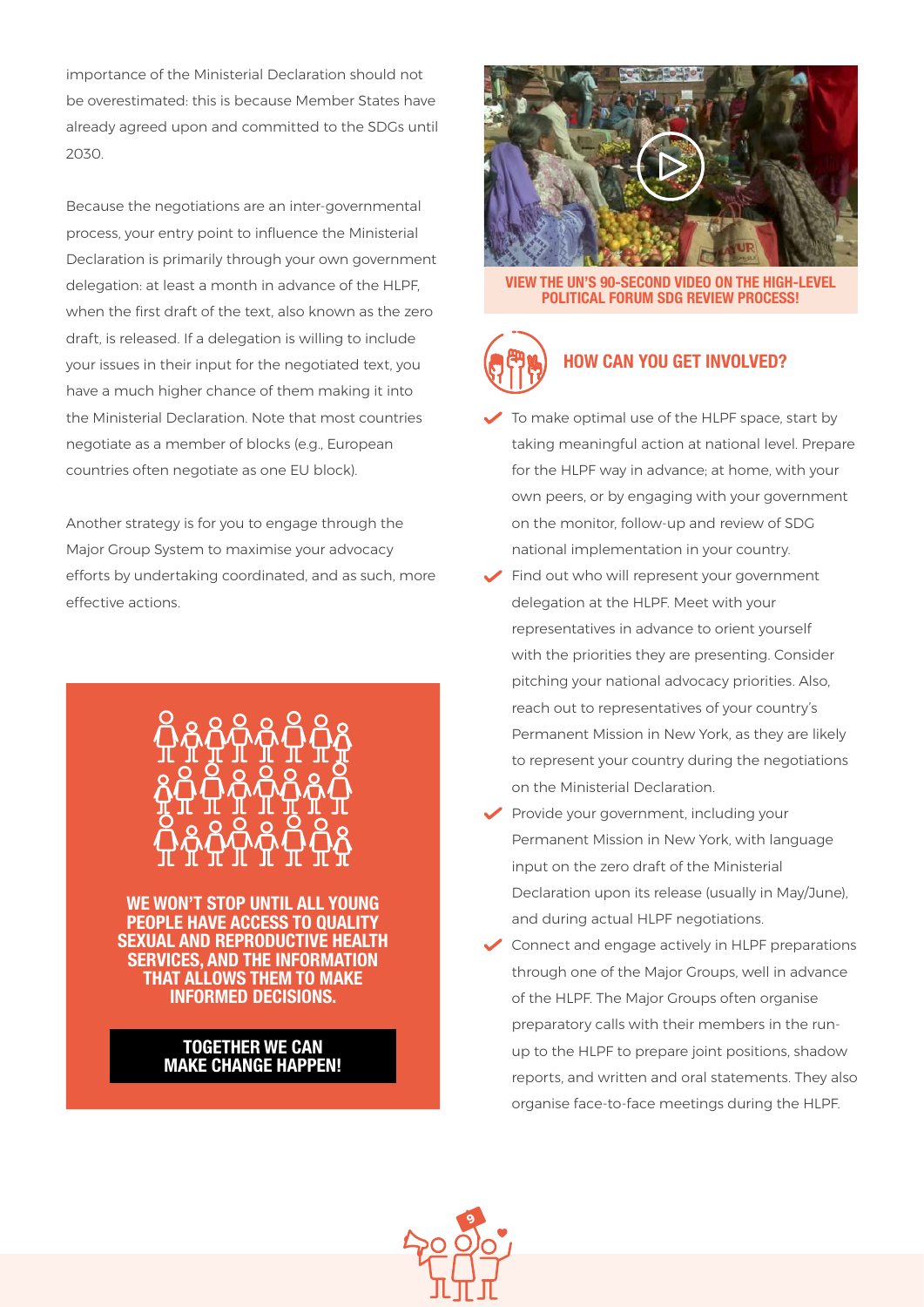importance of the Ministerial Declaration should not be overestimated: this is because Member States have already agreed upon and committed to the SDGs until 2030.

Because the negotiations are an inter-governmental process, your entry point to influence the Ministerial Declaration is primarily through your own government delegation: at least a month in advance of the HLPF, when the first draft of the text, also known as the zero draft, is released. If a delegation is willing to include your issues in their input for the negotiated text, you have a much higher chance of them making it into the Ministerial Declaration. Note that most countries negotiate as a member of blocks (e.g., European countries often negotiate as one EU block).

Another strategy is for you to engage through the Major Group System to maximise your advocacy efforts by undertaking coordinated, and as such, more effective actions.

**WE WON'T STOP UNTIL ALL YOUNG PEOPLE HAVE ACCESS TO QUALITY SEXUAL AND REPRODUCTIVE HEALTH SERVICES, AND THE INFORMATION THAT ALLOWS THEM TO MAKE INFORMED DECISIONS.**

**TOGETHER WE CAN MAKE CHANGE HAPPEN!**

**VIEW THE UN'S 90-SECOND VIDEO ON THE HIGH-LEVEL POLITICAL FORUM SDG REVIEW PROCESS!**

## HOW CAN YOU GET INVOLVED?

- To make optimal use of the HLPF space, start by taking meaningful action at national level. Prepare for the HLPF way in advance; at home, with your own peers, or by engaging with your government on the monitor, follow-up and review of SDG national implementation in your country.
- Find out who will represent your government delegation at the HLPF. Meet with your representatives in advance to orient yourself with the priorities they are presenting. Consider pitching your national advocacy priorities. Also, reach out to representatives of your country's Permanent Mission in New York, as they are likely to represent your country during the negotiations on the Ministerial Declaration.
- Provide your government, including your Permanent Mission in New York, with language input on the zero draft of the Ministerial Declaration upon its release (usually in May/June), and during actual HLPF negotiations.
- Connect and engage actively in HLPF preparations through one of the Major Groups, well in advance of the HLPF. The Major Groups often organise preparatory calls with their members in the run-up to the HLPF to prepare joint positions, shadow reports, and written and oral statements. They also organise face-to-face meetings during the HLPF.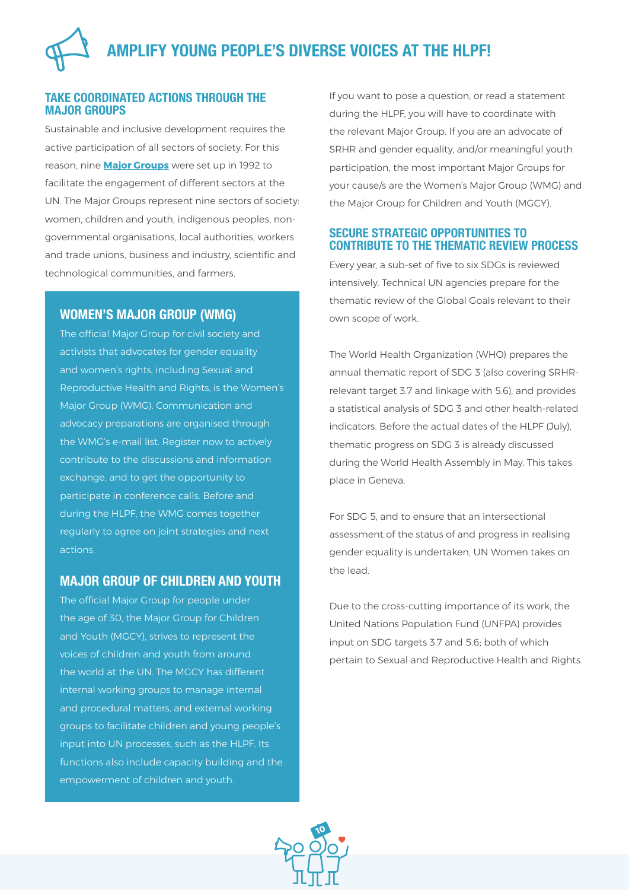# AMPLIFY YOUNG PEOPLE'S DIVERSE VOICES AT THE HLPF!

## TAKE COORDINATED ACTIONS THROUGH THE MAJOR GROUPS

Sustainable and inclusive development requires the active participation of all sectors of society. For this reason, nine **Major Groups** were set up in 1992 to facilitate the engagement of different sectors at the UN. The Major Groups represent nine sectors of society: women, children and youth, indigenous peoples, non-governmental organisations, local authorities, workers and trade unions, business and industry, scientific and technological communities, and farmers.

### WOMEN'S MAJOR GROUP (WMG)

The official Major Group for civil society and activists that advocates for gender equality and women's rights, including Sexual and Reproductive Health and Rights, is the Women's Major Group (WMG). Communication and advocacy preparations are organised through the WMG's e-mail list. Register now to actively contribute to the discussions and information exchange, and to get the opportunity to participate in conference calls. Before and during the HLPF, the WMG comes together regularly to agree on joint strategies and next actions.

### MAJOR GROUP OF CHILDREN AND YOUTH

The official Major Group for people under the age of 30, the Major Group for Children and Youth (MGCY), strives to represent the voices of children and youth from around the world at the UN. The MGCY has different internal working groups to manage internal and procedural matters, and external working groups to facilitate children and young people's input into UN processes, such as the HLPF. Its functions also include capacity building and the empowerment of children and youth.

If you want to pose a question, or read a statement during the HLPF, you will have to coordinate with the relevant Major Group. If you are an advocate of SRHR and gender equality, and/or meaningful youth participation, the most important Major Groups for your cause/s are the Women's Major Group (WMG) and the Major Group for Children and Youth (MGCY).

## SECURE STRATEGIC OPPORTUNITIES TO CONTRIBUTE TO THE THEMATIC REVIEW PROCESS

Every year, a sub-set of five to six SDGs is reviewed intensively. Technical UN agencies prepare for the thematic review of the Global Goals relevant to their own scope of work.

The World Health Organization (WHO) prepares the annual thematic report of SDG 3 (also covering SRHR-relevant target 3.7 and linkage with 5.6), and provides a statistical analysis of SDG 3 and other health-related indicators. Before the actual dates of the HLPF (July), thematic progress on SDG 3 is already discussed during the World Health Assembly in May. This takes place in Geneva.

For SDG 5, and to ensure that an intersectional assessment of the status of and progress in realising gender equality is undertaken, UN Women takes on the lead.

Due to the cross-cutting importance of its work, the United Nations Population Fund (UNFPA) provides input on SDG targets 3.7 and 5.6; both of which pertain to Sexual and Reproductive Health and Rights.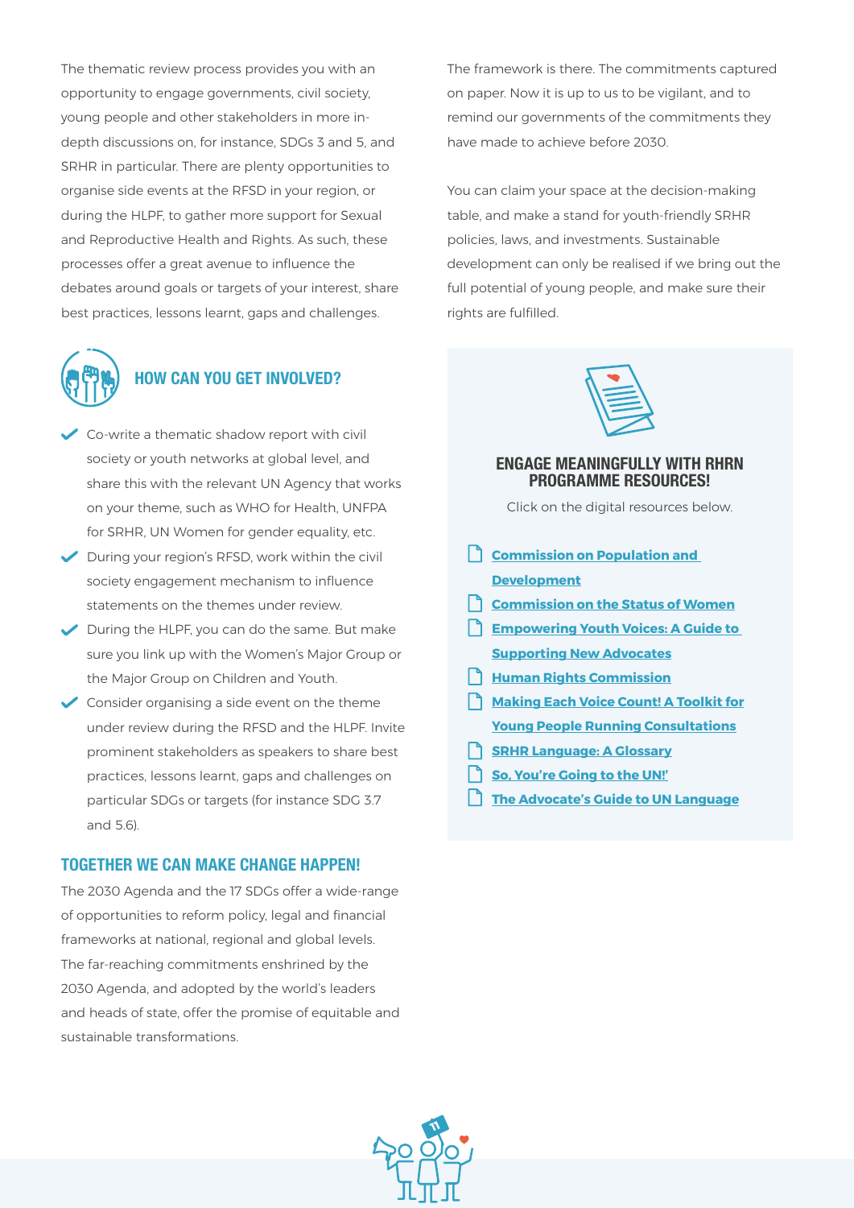The thematic review process provides you with an opportunity to engage governments, civil society, young people and other stakeholders in more in-depth discussions on, for instance, SDGs 3 and 5, and SRHR in particular. There are plenty opportunities to organise side events at the RFSD in your region, or during the HLPF, to gather more support for Sexual and Reproductive Health and Rights. As such, these processes offer a great avenue to influence the debates around goals or targets of your interest, share best practices, lessons learnt, gaps and challenges.

## HOW CAN YOU GET INVOLVED?

- Co-write a thematic shadow report with civil society or youth networks at global level, and share this with the relevant UN Agency that works on your theme, such as WHO for Health, UNFPA for SRHR, UN Women for gender equality, etc.
- During your region's RFSD, work within the civil society engagement mechanism to influence statements on the themes under review.
- During the HLPF, you can do the same. But make sure you link up with the Women's Major Group or the Major Group on Children and Youth.
- Consider organising a side event on the theme under review during the RFSD and the HLPF. Invite prominent stakeholders as speakers to share best practices, lessons learnt, gaps and challenges on particular SDGs or targets (for instance SDG 3.7 and 5.6).

## TOGETHER WE CAN MAKE CHANGE HAPPEN!

The 2030 Agenda and the 17 SDGs offer a wide-range of opportunities to reform policy, legal and financial frameworks at national, regional and global levels. The far-reaching commitments enshrined by the 2030 Agenda, and adopted by the world's leaders and heads of state, offer the promise of equitable and sustainable transformations.

The framework is there. The commitments captured on paper. Now it is up to us to be vigilant, and to remind our governments of the commitments they have made to achieve before 2030.

You can claim your space at the decision-making table, and make a stand for youth-friendly SRHR policies, laws, and investments. Sustainable development can only be realised if we bring out the full potential of young people, and make sure their rights are fulfilled.

### ENGAGE MEANINGFULLY WITH RHRN PROGRAMME RESOURCES!

Click on the digital resources below.

- **Commission on Population and Development**
- **Commission on the Status of Women**
- **Empowering Youth Voices: A Guide to Supporting New Advocates**
- **Human Rights Commission**
- **Making Each Voice Count! A Toolkit for Young People Running Consultations**
- **SRHR Language: A Glossary**
- **So, You're Going to the UN!'**
- **The Advocate's Guide to UN Language**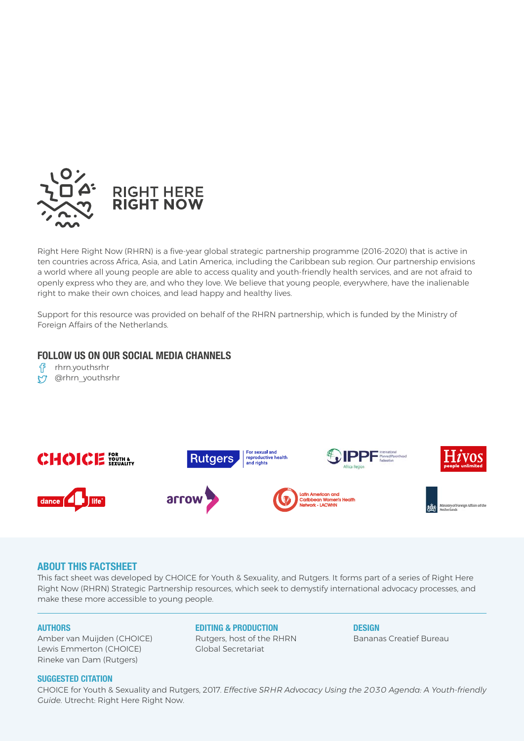RIGHT HERE
RIGHT NOW

Right Here Right Now (RHRN) is a five-year global strategic partnership programme (2016-2020) that is active in ten countries across Africa, Asia, and Latin America, including the Caribbean sub region. Our partnership envisions a world where all young people are able to access quality and youth-friendly health services, and are not afraid to openly express who they are, and who they love. We believe that young people, everywhere, have the inalienable right to make their own choices, and lead happy and healthy lives.

Support for this resource was provided on behalf of the RHRN partnership, which is funded by the Ministry of Foreign Affairs of the Netherlands.

## FOLLOW US ON OUR SOCIAL MEDIA CHANNELS

- rhrn.youthsrhr
- @rhrn_youthsrhr

CHOICE FOR YOUTH & SEXUALITY

Rutgers For sexual and reproductive health and rights

IPPF International Planned Parenthood Federation Africa Region

Hivos people unlimited

dance 4 life

arrow

Latin American and Caribbean Women's Health Network - LACWHN

Ministry of Foreign Affairs of the Netherlands

## ABOUT THIS FACTSHEET

This fact sheet was developed by CHOICE for Youth & Sexuality, and Rutgers. It forms part of a series of Right Here Right Now (RHRN) Strategic Partnership resources, which seek to demystify international advocacy processes, and make these more accessible to young people.

### AUTHORS

Amber van Muijden (CHOICE)
Lewis Emmerton (CHOICE)
Rineke van Dam (Rutgers)

### EDITING & PRODUCTION

Rutgers, host of the RHRN Global Secretariat

### DESIGN

Bananas Creatief Bureau

### SUGGESTED CITATION

CHOICE for Youth & Sexuality and Rutgers, 2017. *Effective SRHR Advocacy Using the 2030 Agenda: A Youth-friendly Guide.* Utrecht: Right Here Right Now.